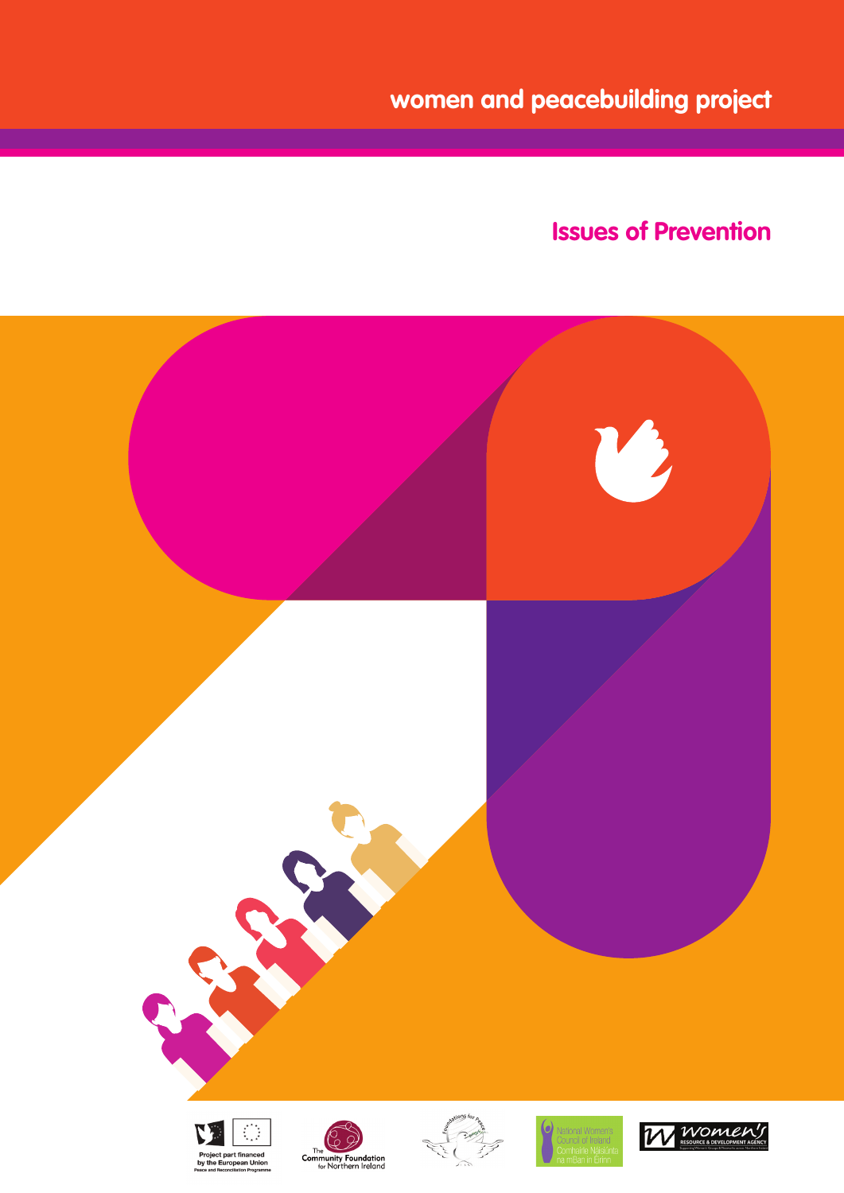women and peacebuilding project

# Issues of Prevention

Project part financed by the European Union
Peace and Reconciliation Programme

The Community Foundation for Northern Ireland

Foundations for Peace

National Women's Council of Ireland
Comhairle Náisiúnta na mBan in Éirinn

Women's Resource & Development Agency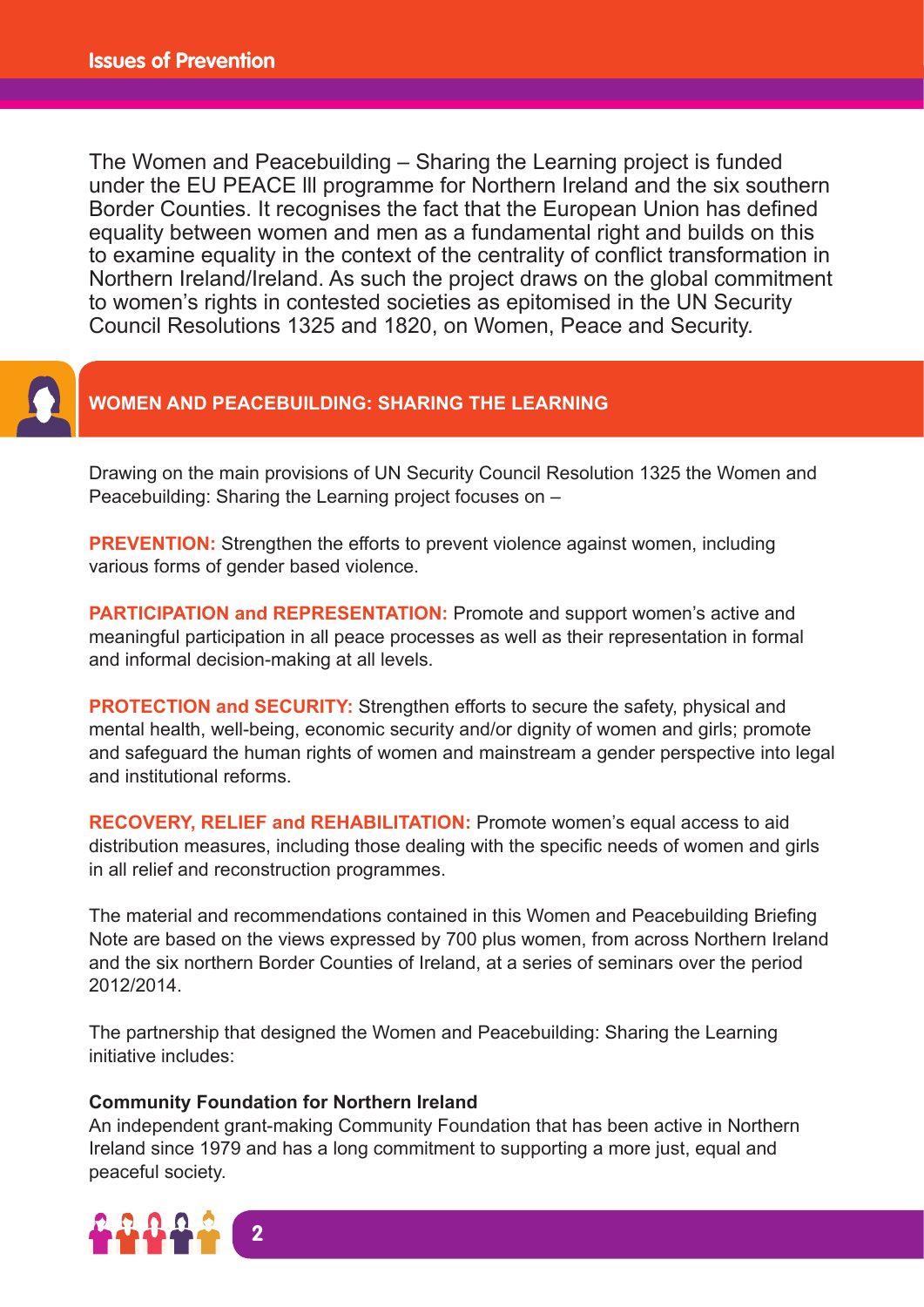The Women and Peacebuilding – Sharing the Learning project is funded under the EU PEACE III programme for Northern Ireland and the six southern Border Counties. It recognises the fact that the European Union has defined equality between women and men as a fundamental right and builds on this to examine equality in the context of the centrality of conflict transformation in Northern Ireland/Ireland. As such the project draws on the global commitment to women's rights in contested societies as epitomised in the UN Security Council Resolutions 1325 and 1820, on Women, Peace and Security.

## WOMEN AND PEACEBUILDING: SHARING THE LEARNING

Drawing on the main provisions of UN Security Council Resolution 1325 the Women and Peacebuilding: Sharing the Learning project focuses on –

**PREVENTION:** Strengthen the efforts to prevent violence against women, including various forms of gender based violence.

**PARTICIPATION and REPRESENTATION:** Promote and support women's active and meaningful participation in all peace processes as well as their representation in formal and informal decision-making at all levels.

**PROTECTION and SECURITY:** Strengthen efforts to secure the safety, physical and mental health, well-being, economic security and/or dignity of women and girls; promote and safeguard the human rights of women and mainstream a gender perspective into legal and institutional reforms.

**RECOVERY, RELIEF and REHABILITATION:** Promote women's equal access to aid distribution measures, including those dealing with the specific needs of women and girls in all relief and reconstruction programmes.

The material and recommendations contained in this Women and Peacebuilding Briefing Note are based on the views expressed by 700 plus women, from across Northern Ireland and the six northern Border Counties of Ireland, at a series of seminars over the period 2012/2014.

The partnership that designed the Women and Peacebuilding: Sharing the Learning initiative includes:

**Community Foundation for Northern Ireland**
An independent grant-making Community Foundation that has been active in Northern Ireland since 1979 and has a long commitment to supporting a more just, equal and peaceful society.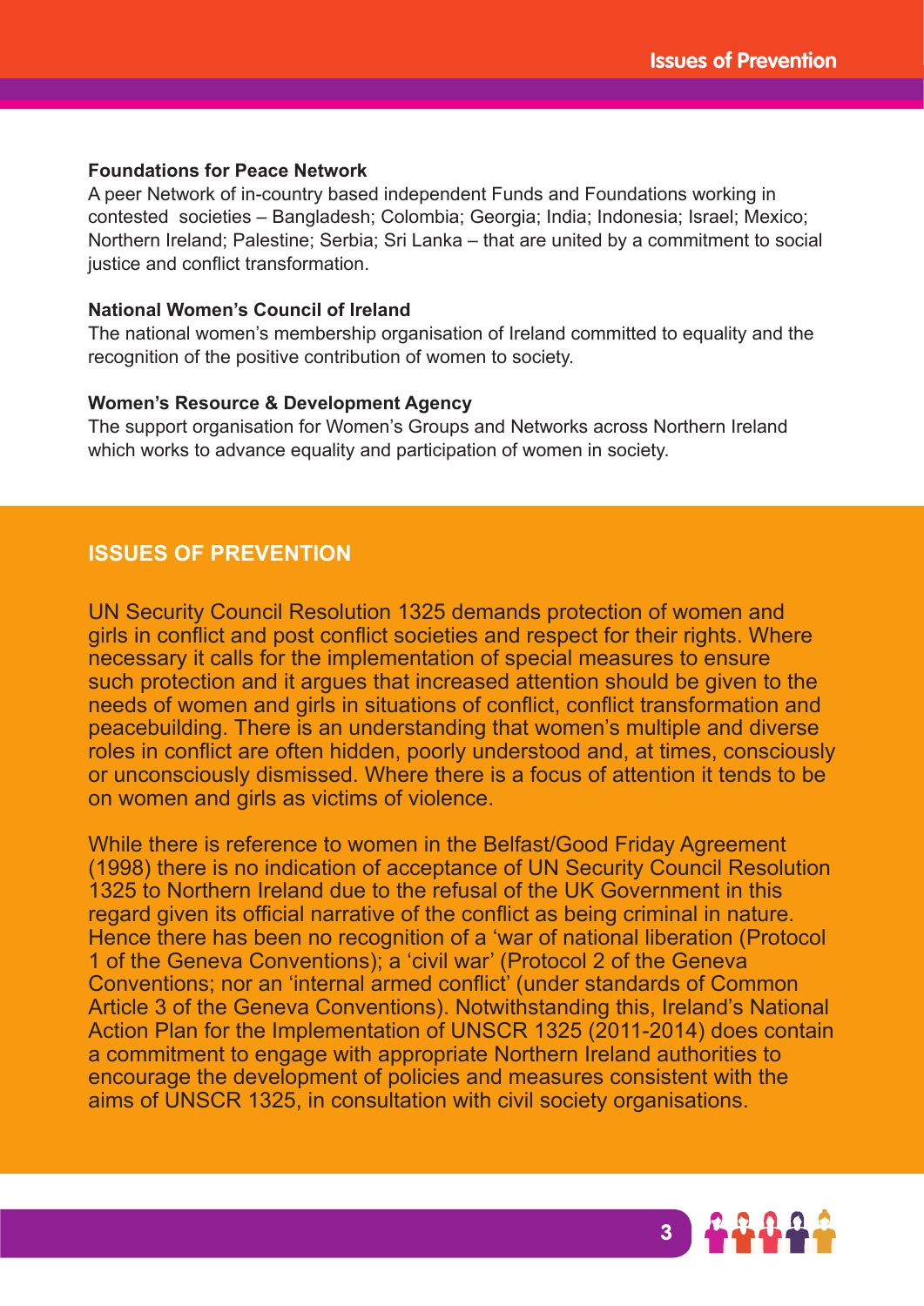**Foundations for Peace Network**
A peer Network of in-country based independent Funds and Foundations working in contested societies – Bangladesh; Colombia; Georgia; India; Indonesia; Israel; Mexico; Northern Ireland; Palestine; Serbia; Sri Lanka – that are united by a commitment to social justice and conflict transformation.

**National Women's Council of Ireland**
The national women's membership organisation of Ireland committed to equality and the recognition of the positive contribution of women to society.

**Women's Resource & Development Agency**
The support organisation for Women's Groups and Networks across Northern Ireland which works to advance equality and participation of women in society.

## ISSUES OF PREVENTION

UN Security Council Resolution 1325 demands protection of women and girls in conflict and post conflict societies and respect for their rights. Where necessary it calls for the implementation of special measures to ensure such protection and it argues that increased attention should be given to the needs of women and girls in situations of conflict, conflict transformation and peacebuilding. There is an understanding that women's multiple and diverse roles in conflict are often hidden, poorly understood and, at times, consciously or unconsciously dismissed. Where there is a focus of attention it tends to be on women and girls as victims of violence.

While there is reference to women in the Belfast/Good Friday Agreement (1998) there is no indication of acceptance of UN Security Council Resolution 1325 to Northern Ireland due to the refusal of the UK Government in this regard given its official narrative of the conflict as being criminal in nature. Hence there has been no recognition of a 'war of national liberation (Protocol 1 of the Geneva Conventions); a 'civil war' (Protocol 2 of the Geneva Conventions; nor an 'internal armed conflict' (under standards of Common Article 3 of the Geneva Conventions). Notwithstanding this, Ireland's National Action Plan for the Implementation of UNSCR 1325 (2011-2014) does contain a commitment to engage with appropriate Northern Ireland authorities to encourage the development of policies and measures consistent with the aims of UNSCR 1325, in consultation with civil society organisations.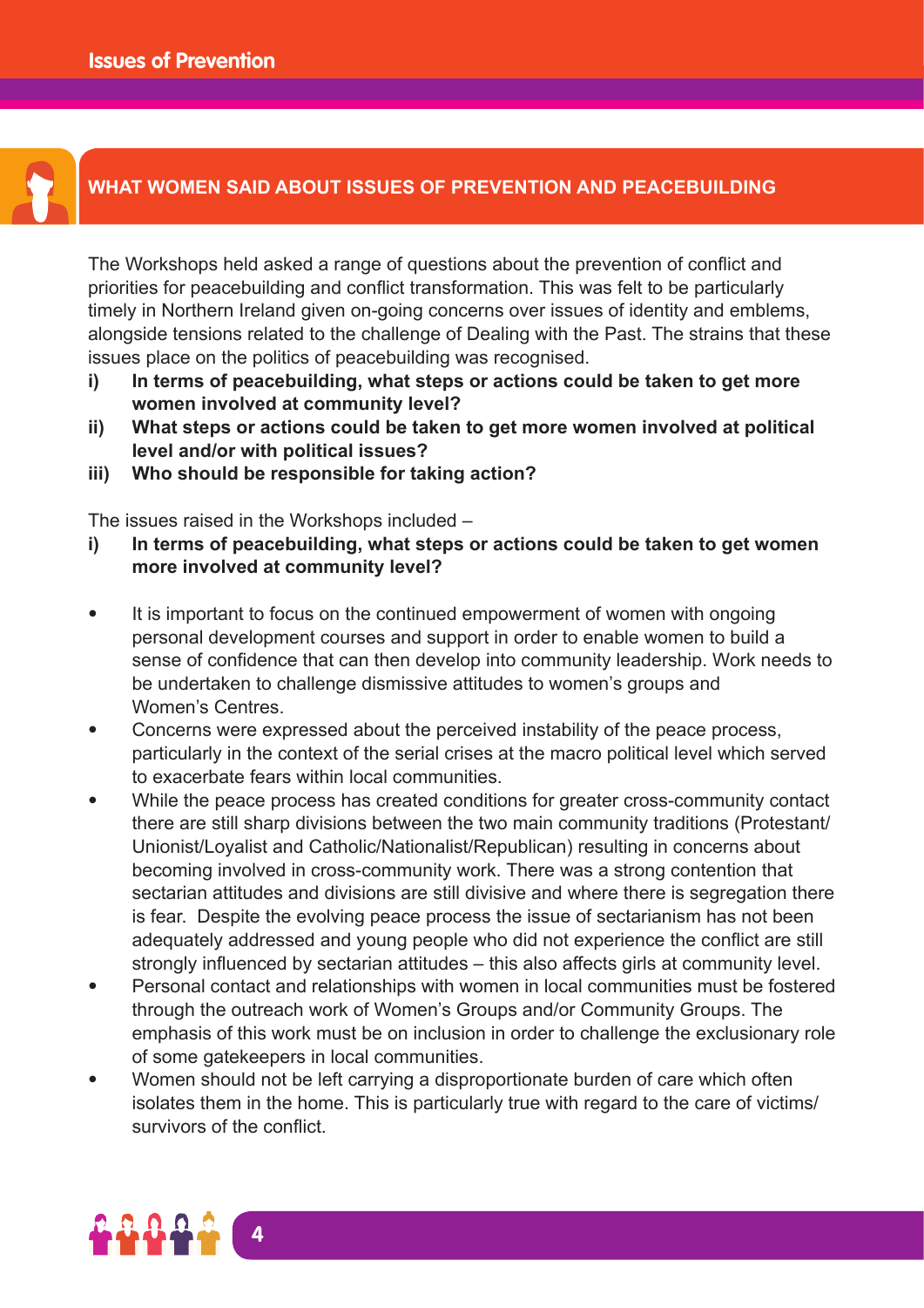## WHAT WOMEN SAID ABOUT ISSUES OF PREVENTION AND PEACEBUILDING

The Workshops held asked a range of questions about the prevention of conflict and priorities for peacebuilding and conflict transformation. This was felt to be particularly timely in Northern Ireland given on-going concerns over issues of identity and emblems, alongside tensions related to the challenge of Dealing with the Past. The strains that these issues place on the politics of peacebuilding was recognised.

- **i) In terms of peacebuilding, what steps or actions could be taken to get more women involved at community level?**
- **ii) What steps or actions could be taken to get more women involved at political level and/or with political issues?**
- **iii) Who should be responsible for taking action?**

The issues raised in the Workshops included –

**i) In terms of peacebuilding, what steps or actions could be taken to get women more involved at community level?**

- It is important to focus on the continued empowerment of women with ongoing personal development courses and support in order to enable women to build a sense of confidence that can then develop into community leadership. Work needs to be undertaken to challenge dismissive attitudes to women's groups and Women's Centres.
- Concerns were expressed about the perceived instability of the peace process, particularly in the context of the serial crises at the macro political level which served to exacerbate fears within local communities.
- While the peace process has created conditions for greater cross-community contact there are still sharp divisions between the two main community traditions (Protestant/Unionist/Loyalist and Catholic/Nationalist/Republican) resulting in concerns about becoming involved in cross-community work. There was a strong contention that sectarian attitudes and divisions are still divisive and where there is segregation there is fear. Despite the evolving peace process the issue of sectarianism has not been adequately addressed and young people who did not experience the conflict are still strongly influenced by sectarian attitudes – this also affects girls at community level.
- Personal contact and relationships with women in local communities must be fostered through the outreach work of Women's Groups and/or Community Groups. The emphasis of this work must be on inclusion in order to challenge the exclusionary role of some gatekeepers in local communities.
- Women should not be left carrying a disproportionate burden of care which often isolates them in the home. This is particularly true with regard to the care of victims/survivors of the conflict.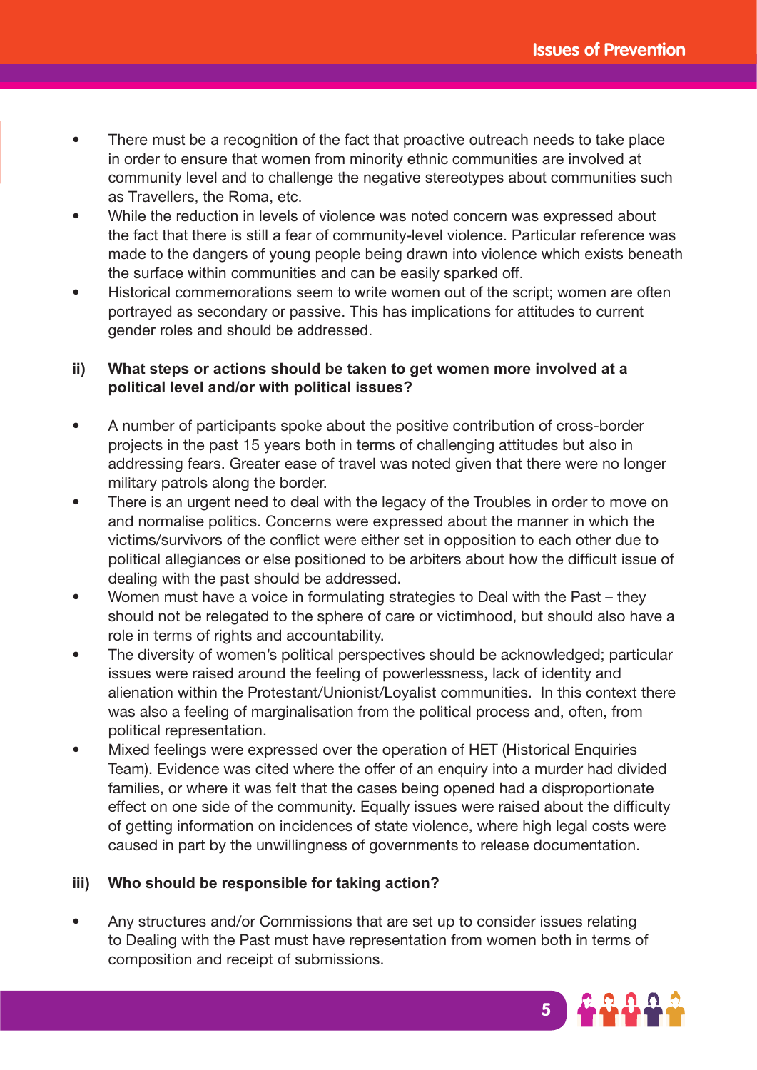- There must be a recognition of the fact that proactive outreach needs to take place in order to ensure that women from minority ethnic communities are involved at community level and to challenge the negative stereotypes about communities such as Travellers, the Roma, etc.
- While the reduction in levels of violence was noted concern was expressed about the fact that there is still a fear of community-level violence. Particular reference was made to the dangers of young people being drawn into violence which exists beneath the surface within communities and can be easily sparked off.
- Historical commemorations seem to write women out of the script; women are often portrayed as secondary or passive. This has implications for attitudes to current gender roles and should be addressed.

**ii) What steps or actions should be taken to get women more involved at a political level and/or with political issues?**

- A number of participants spoke about the positive contribution of cross-border projects in the past 15 years both in terms of challenging attitudes but also in addressing fears. Greater ease of travel was noted given that there were no longer military patrols along the border.
- There is an urgent need to deal with the legacy of the Troubles in order to move on and normalise politics. Concerns were expressed about the manner in which the victims/survivors of the conflict were either set in opposition to each other due to political allegiances or else positioned to be arbiters about how the difficult issue of dealing with the past should be addressed.
- Women must have a voice in formulating strategies to Deal with the Past – they should not be relegated to the sphere of care or victimhood, but should also have a role in terms of rights and accountability.
- The diversity of women's political perspectives should be acknowledged; particular issues were raised around the feeling of powerlessness, lack of identity and alienation within the Protestant/Unionist/Loyalist communities. In this context there was also a feeling of marginalisation from the political process and, often, from political representation.
- Mixed feelings were expressed over the operation of HET (Historical Enquiries Team). Evidence was cited where the offer of an enquiry into a murder had divided families, or where it was felt that the cases being opened had a disproportionate effect on one side of the community. Equally issues were raised about the difficulty of getting information on incidences of state violence, where high legal costs were caused in part by the unwillingness of governments to release documentation.

**iii) Who should be responsible for taking action?**

- Any structures and/or Commissions that are set up to consider issues relating to Dealing with the Past must have representation from women both in terms of composition and receipt of submissions.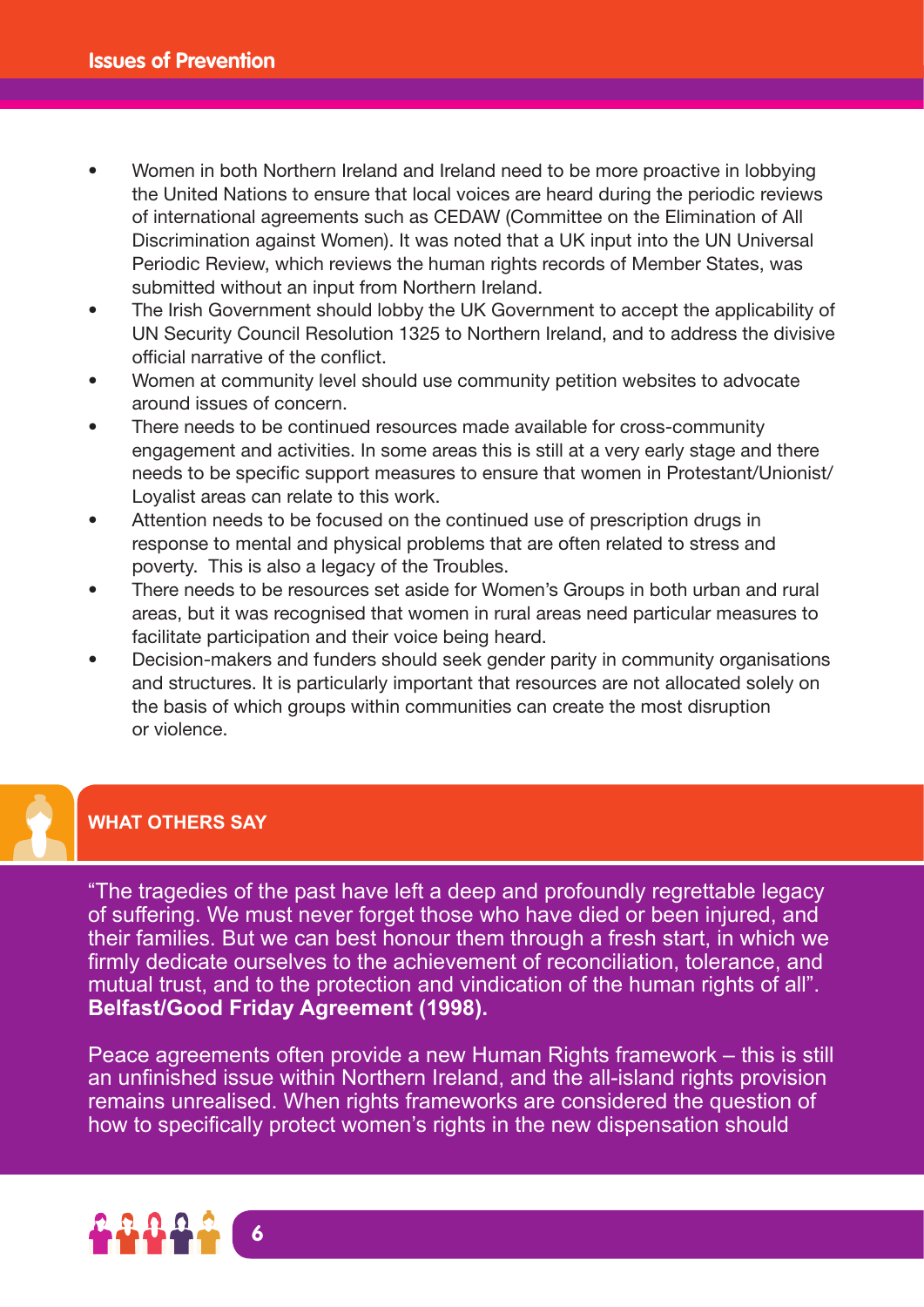- Women in both Northern Ireland and Ireland need to be more proactive in lobbying the United Nations to ensure that local voices are heard during the periodic reviews of international agreements such as CEDAW (Committee on the Elimination of All Discrimination against Women). It was noted that a UK input into the UN Universal Periodic Review, which reviews the human rights records of Member States, was submitted without an input from Northern Ireland.
- The Irish Government should lobby the UK Government to accept the applicability of UN Security Council Resolution 1325 to Northern Ireland, and to address the divisive official narrative of the conflict.
- Women at community level should use community petition websites to advocate around issues of concern.
- There needs to be continued resources made available for cross-community engagement and activities. In some areas this is still at a very early stage and there needs to be specific support measures to ensure that women in Protestant/Unionist/Loyalist areas can relate to this work.
- Attention needs to be focused on the continued use of prescription drugs in response to mental and physical problems that are often related to stress and poverty. This is also a legacy of the Troubles.
- There needs to be resources set aside for Women's Groups in both urban and rural areas, but it was recognised that women in rural areas need particular measures to facilitate participation and their voice being heard.
- Decision-makers and funders should seek gender parity in community organisations and structures. It is particularly important that resources are not allocated solely on the basis of which groups within communities can create the most disruption or violence.

## WHAT OTHERS SAY

"The tragedies of the past have left a deep and profoundly regrettable legacy of suffering. We must never forget those who have died or been injured, and their families. But we can best honour them through a fresh start, in which we firmly dedicate ourselves to the achievement of reconciliation, tolerance, and mutual trust, and to the protection and vindication of the human rights of all". **Belfast/Good Friday Agreement (1998).**

Peace agreements often provide a new Human Rights framework – this is still an unfinished issue within Northern Ireland, and the all-island rights provision remains unrealised. When rights frameworks are considered the question of how to specifically protect women's rights in the new dispensation should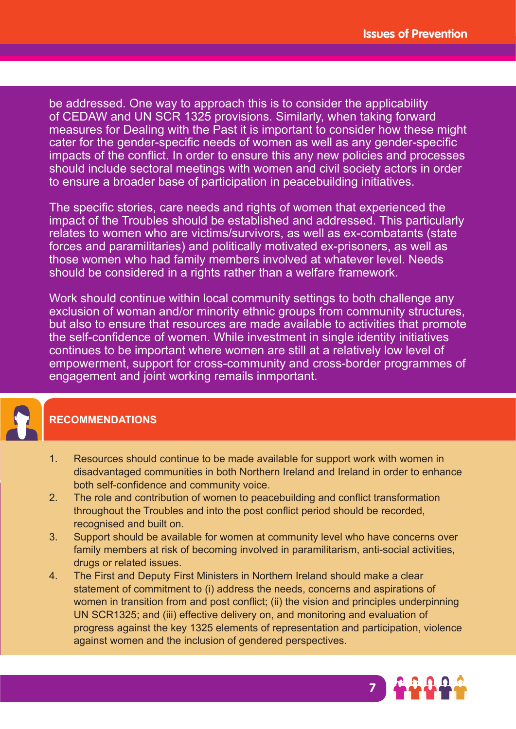be addressed. One way to approach this is to consider the applicability of CEDAW and UN SCR 1325 provisions. Similarly, when taking forward measures for Dealing with the Past it is important to consider how these might cater for the gender-specific needs of women as well as any gender-specific impacts of the conflict. In order to ensure this any new policies and processes should include sectoral meetings with women and civil society actors in order to ensure a broader base of participation in peacebuilding initiatives.

The specific stories, care needs and rights of women that experienced the impact of the Troubles should be established and addressed. This particularly relates to women who are victims/survivors, as well as ex-combatants (state forces and paramilitaries) and politically motivated ex-prisoners, as well as those women who had family members involved at whatever level. Needs should be considered in a rights rather than a welfare framework.

Work should continue within local community settings to both challenge any exclusion of woman and/or minority ethnic groups from community structures, but also to ensure that resources are made available to activities that promote the self-confidence of women. While investment in single identity initiatives continues to be important where women are still at a relatively low level of empowerment, support for cross-community and cross-border programmes of engagement and joint working remails inmportant.

## RECOMMENDATIONS

1. Resources should continue to be made available for support work with women in disadvantaged communities in both Northern Ireland and Ireland in order to enhance both self-confidence and community voice.
2. The role and contribution of women to peacebuilding and conflict transformation throughout the Troubles and into the post conflict period should be recorded, recognised and built on.
3. Support should be available for women at community level who have concerns over family members at risk of becoming involved in paramilitarism, anti-social activities, drugs or related issues.
4. The First and Deputy First Ministers in Northern Ireland should make a clear statement of commitment to (i) address the needs, concerns and aspirations of women in transition from and post conflict; (ii) the vision and principles underpinning UN SCR1325; and (iii) effective delivery on, and monitoring and evaluation of progress against the key 1325 elements of representation and participation, violence against women and the inclusion of gendered perspectives.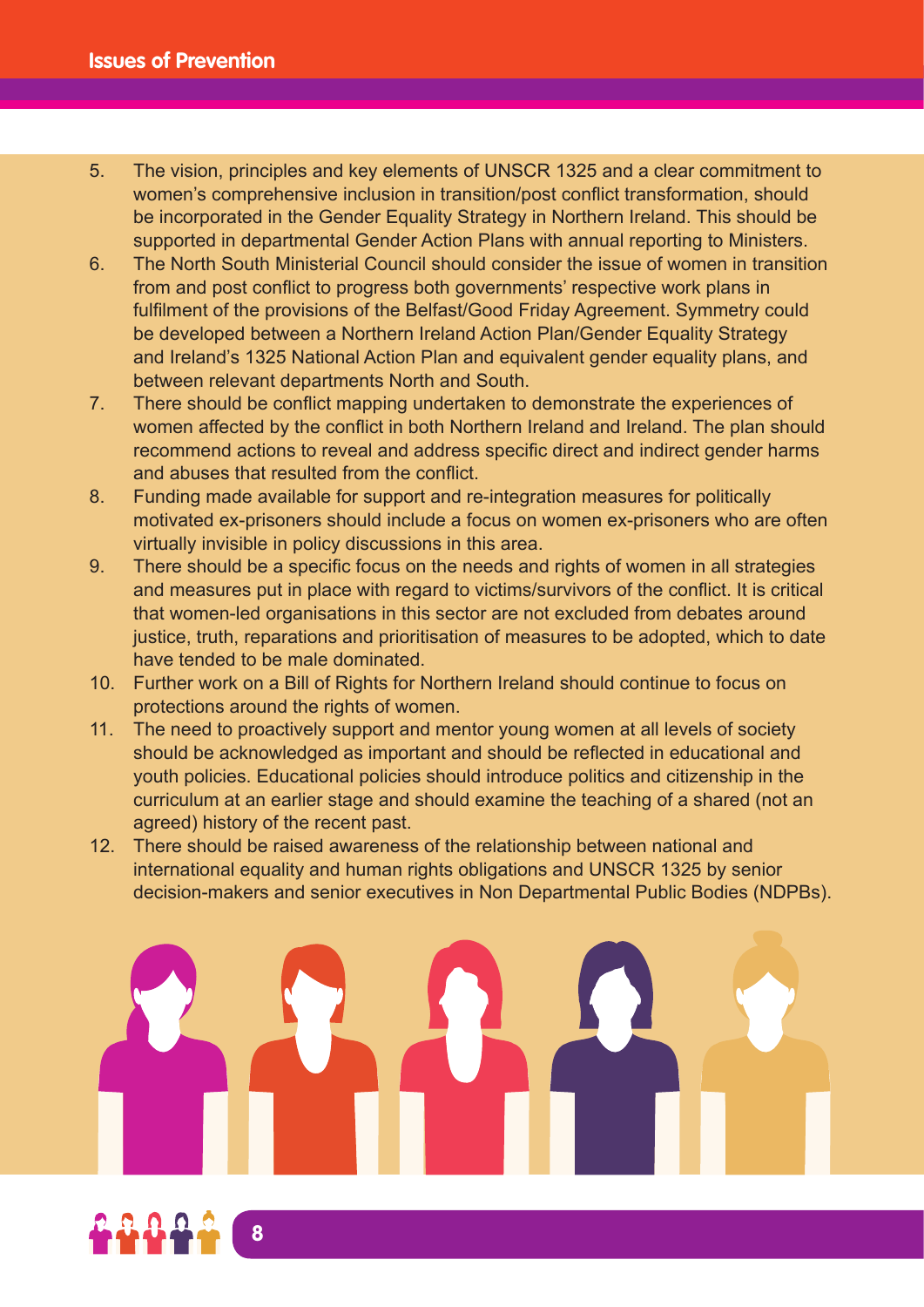5. The vision, principles and key elements of UNSCR 1325 and a clear commitment to women's comprehensive inclusion in transition/post conflict transformation, should be incorporated in the Gender Equality Strategy in Northern Ireland. This should be supported in departmental Gender Action Plans with annual reporting to Ministers.
6. The North South Ministerial Council should consider the issue of women in transition from and post conflict to progress both governments' respective work plans in fulfilment of the provisions of the Belfast/Good Friday Agreement. Symmetry could be developed between a Northern Ireland Action Plan/Gender Equality Strategy and Ireland's 1325 National Action Plan and equivalent gender equality plans, and between relevant departments North and South.
7. There should be conflict mapping undertaken to demonstrate the experiences of women affected by the conflict in both Northern Ireland and Ireland. The plan should recommend actions to reveal and address specific direct and indirect gender harms and abuses that resulted from the conflict.
8. Funding made available for support and re-integration measures for politically motivated ex-prisoners should include a focus on women ex-prisoners who are often virtually invisible in policy discussions in this area.
9. There should be a specific focus on the needs and rights of women in all strategies and measures put in place with regard to victims/survivors of the conflict. It is critical that women-led organisations in this sector are not excluded from debates around justice, truth, reparations and prioritisation of measures to be adopted, which to date have tended to be male dominated.
10. Further work on a Bill of Rights for Northern Ireland should continue to focus on protections around the rights of women.
11. The need to proactively support and mentor young women at all levels of society should be acknowledged as important and should be reflected in educational and youth policies. Educational policies should introduce politics and citizenship in the curriculum at an earlier stage and should examine the teaching of a shared (not an agreed) history of the recent past.
12. There should be raised awareness of the relationship between national and international equality and human rights obligations and UNSCR 1325 by senior decision-makers and senior executives in Non Departmental Public Bodies (NDPBs).